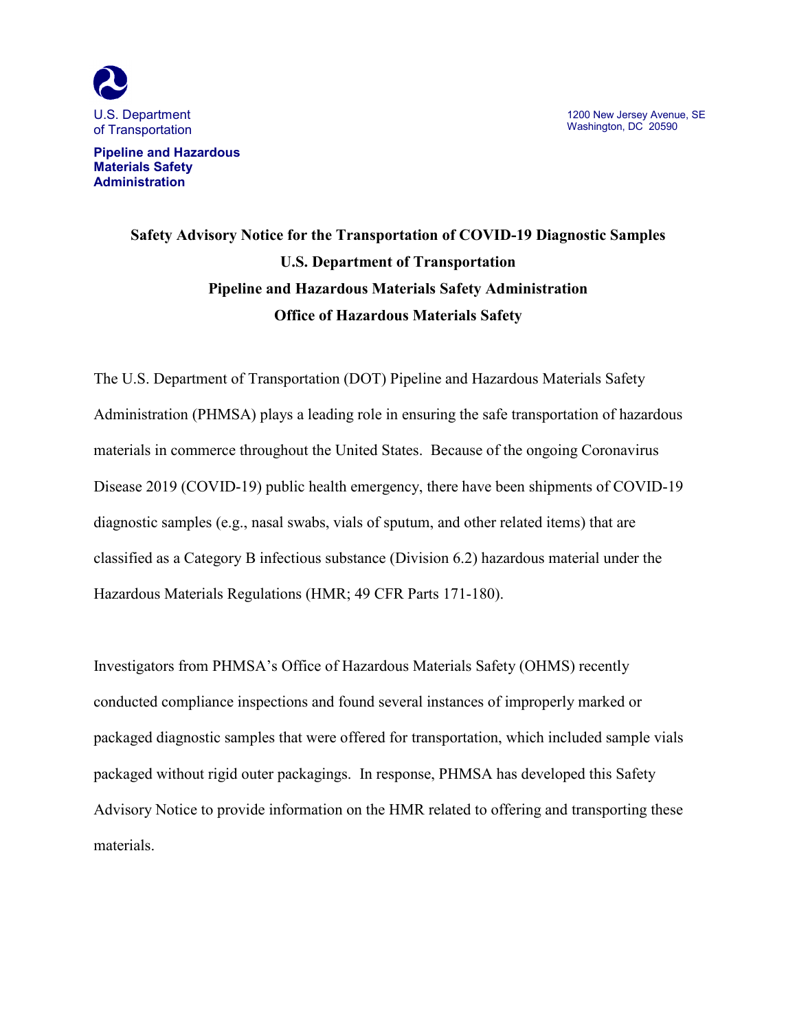U.S. Department of Transportation

**Pipeline and Hazardous Materials Safety Administration**

1200 New Jersey Avenue, SE
Washington, DC 20590

## Safety Advisory Notice for the Transportation of COVID-19 Diagnostic Samples

**U.S. Department of Transportation**

**Pipeline and Hazardous Materials Safety Administration**

**Office of Hazardous Materials Safety**

The U.S. Department of Transportation (DOT) Pipeline and Hazardous Materials Safety Administration (PHMSA) plays a leading role in ensuring the safe transportation of hazardous materials in commerce throughout the United States. Because of the ongoing Coronavirus Disease 2019 (COVID-19) public health emergency, there have been shipments of COVID-19 diagnostic samples (e.g., nasal swabs, vials of sputum, and other related items) that are classified as a Category B infectious substance (Division 6.2) hazardous material under the Hazardous Materials Regulations (HMR; 49 CFR Parts 171-180).

Investigators from PHMSA's Office of Hazardous Materials Safety (OHMS) recently conducted compliance inspections and found several instances of improperly marked or packaged diagnostic samples that were offered for transportation, which included sample vials packaged without rigid outer packagings. In response, PHMSA has developed this Safety Advisory Notice to provide information on the HMR related to offering and transporting these materials.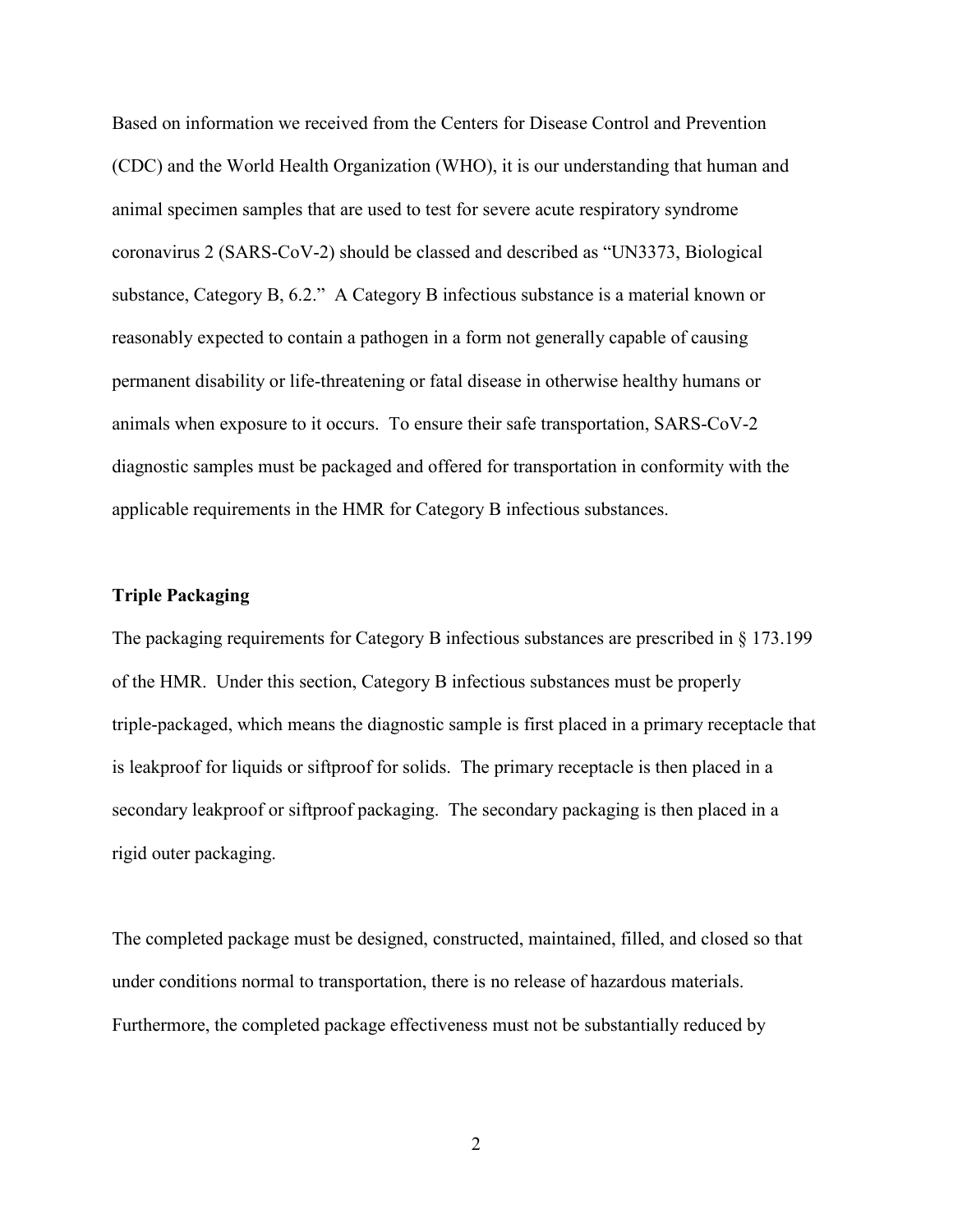Based on information we received from the Centers for Disease Control and Prevention (CDC) and the World Health Organization (WHO), it is our understanding that human and animal specimen samples that are used to test for severe acute respiratory syndrome coronavirus 2 (SARS-CoV-2) should be classed and described as "UN3373, Biological substance, Category B, 6.2." A Category B infectious substance is a material known or reasonably expected to contain a pathogen in a form not generally capable of causing permanent disability or life-threatening or fatal disease in otherwise healthy humans or animals when exposure to it occurs. To ensure their safe transportation, SARS-CoV-2 diagnostic samples must be packaged and offered for transportation in conformity with the applicable requirements in the HMR for Category B infectious substances.

**Triple Packaging**

The packaging requirements for Category B infectious substances are prescribed in § 173.199 of the HMR. Under this section, Category B infectious substances must be properly triple-packaged, which means the diagnostic sample is first placed in a primary receptacle that is leakproof for liquids or siftproof for solids. The primary receptacle is then placed in a secondary leakproof or siftproof packaging. The secondary packaging is then placed in a rigid outer packaging.

The completed package must be designed, constructed, maintained, filled, and closed so that under conditions normal to transportation, there is no release of hazardous materials. Furthermore, the completed package effectiveness must not be substantially reduced by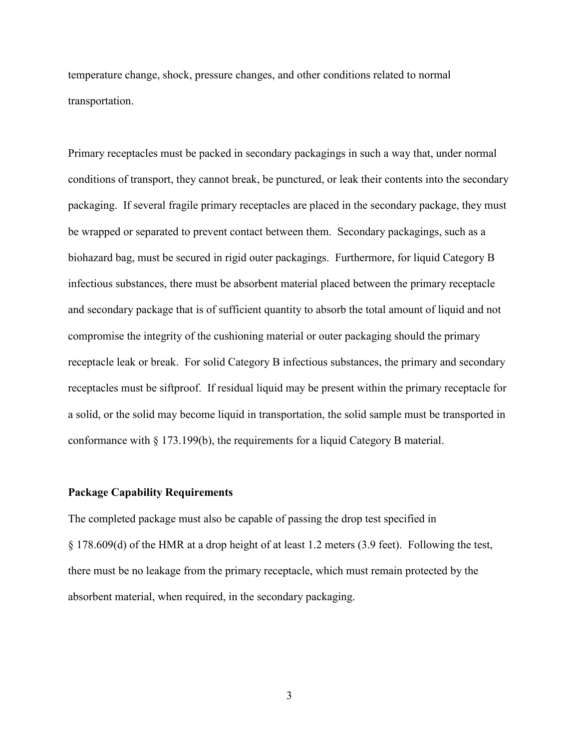temperature change, shock, pressure changes, and other conditions related to normal transportation.

Primary receptacles must be packed in secondary packagings in such a way that, under normal conditions of transport, they cannot break, be punctured, or leak their contents into the secondary packaging. If several fragile primary receptacles are placed in the secondary package, they must be wrapped or separated to prevent contact between them. Secondary packagings, such as a biohazard bag, must be secured in rigid outer packagings. Furthermore, for liquid Category B infectious substances, there must be absorbent material placed between the primary receptacle and secondary package that is of sufficient quantity to absorb the total amount of liquid and not compromise the integrity of the cushioning material or outer packaging should the primary receptacle leak or break. For solid Category B infectious substances, the primary and secondary receptacles must be siftproof. If residual liquid may be present within the primary receptacle for a solid, or the solid may become liquid in transportation, the solid sample must be transported in conformance with § 173.199(b), the requirements for a liquid Category B material.

**Package Capability Requirements**

The completed package must also be capable of passing the drop test specified in § 178.609(d) of the HMR at a drop height of at least 1.2 meters (3.9 feet). Following the test, there must be no leakage from the primary receptacle, which must remain protected by the absorbent material, when required, in the secondary packaging.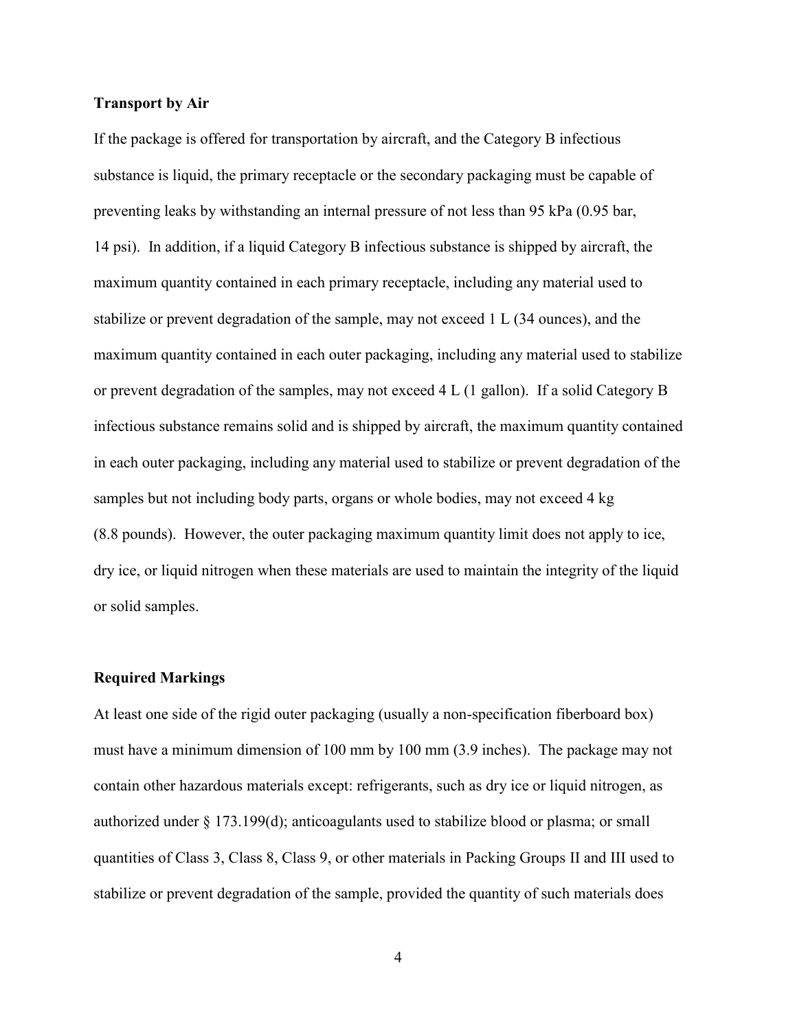**Transport by Air**

If the package is offered for transportation by aircraft, and the Category B infectious substance is liquid, the primary receptacle or the secondary packaging must be capable of preventing leaks by withstanding an internal pressure of not less than 95 kPa (0.95 bar, 14 psi). In addition, if a liquid Category B infectious substance is shipped by aircraft, the maximum quantity contained in each primary receptacle, including any material used to stabilize or prevent degradation of the sample, may not exceed 1 L (34 ounces), and the maximum quantity contained in each outer packaging, including any material used to stabilize or prevent degradation of the samples, may not exceed 4 L (1 gallon). If a solid Category B infectious substance remains solid and is shipped by aircraft, the maximum quantity contained in each outer packaging, including any material used to stabilize or prevent degradation of the samples but not including body parts, organs or whole bodies, may not exceed 4 kg (8.8 pounds). However, the outer packaging maximum quantity limit does not apply to ice, dry ice, or liquid nitrogen when these materials are used to maintain the integrity of the liquid or solid samples.

**Required Markings**

At least one side of the rigid outer packaging (usually a non-specification fiberboard box) must have a minimum dimension of 100 mm by 100 mm (3.9 inches). The package may not contain other hazardous materials except: refrigerants, such as dry ice or liquid nitrogen, as authorized under § 173.199(d); anticoagulants used to stabilize blood or plasma; or small quantities of Class 3, Class 8, Class 9, or other materials in Packing Groups II and III used to stabilize or prevent degradation of the sample, provided the quantity of such materials does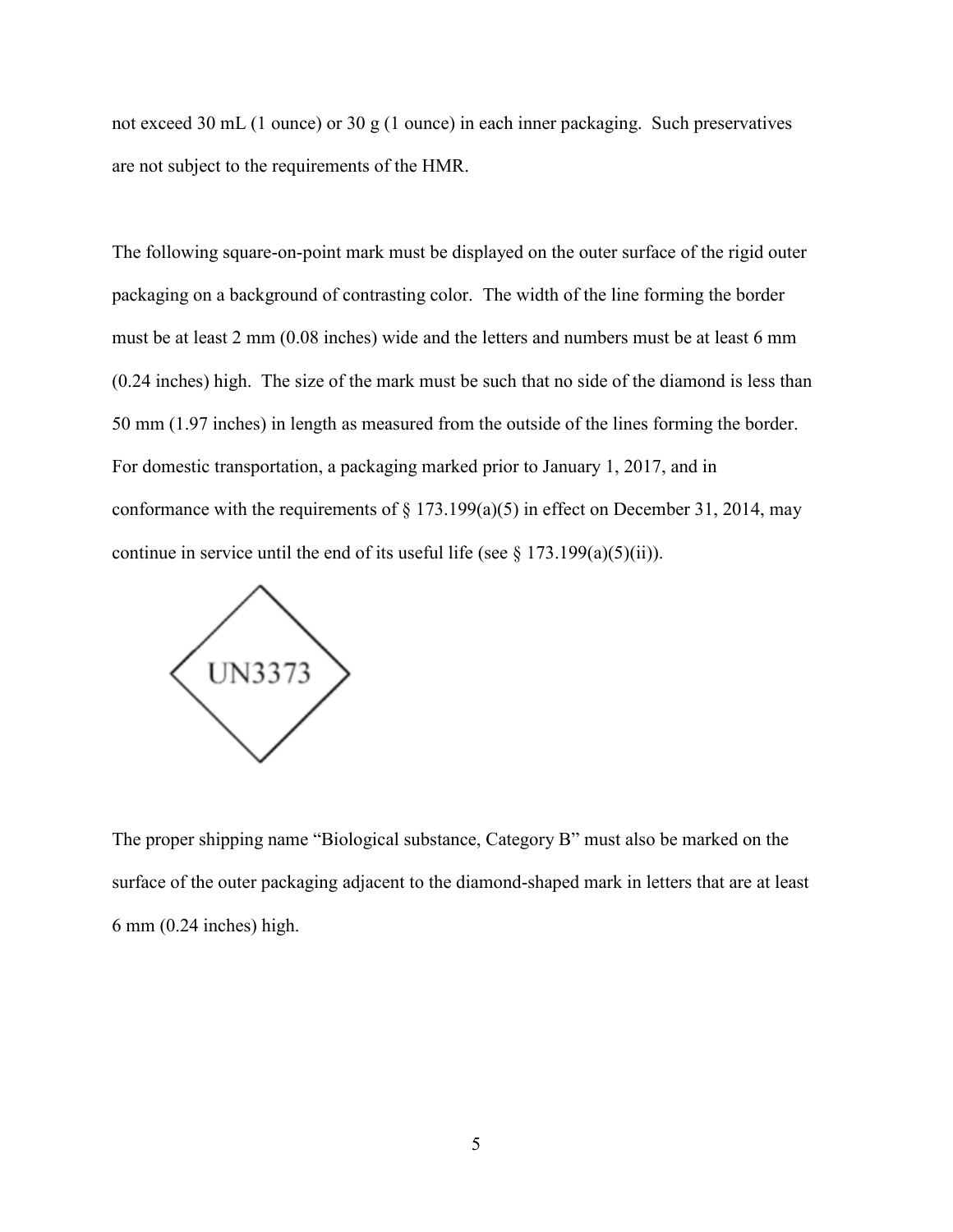not exceed 30 mL (1 ounce) or 30 g (1 ounce) in each inner packaging. Such preservatives are not subject to the requirements of the HMR.

The following square-on-point mark must be displayed on the outer surface of the rigid outer packaging on a background of contrasting color. The width of the line forming the border must be at least 2 mm (0.08 inches) wide and the letters and numbers must be at least 6 mm (0.24 inches) high. The size of the mark must be such that no side of the diamond is less than 50 mm (1.97 inches) in length as measured from the outside of the lines forming the border. For domestic transportation, a packaging marked prior to January 1, 2017, and in conformance with the requirements of § 173.199(a)(5) in effect on December 31, 2014, may continue in service until the end of its useful life (see § 173.199(a)(5)(ii)).

UN3373

The proper shipping name "Biological substance, Category B" must also be marked on the surface of the outer packaging adjacent to the diamond-shaped mark in letters that are at least 6 mm (0.24 inches) high.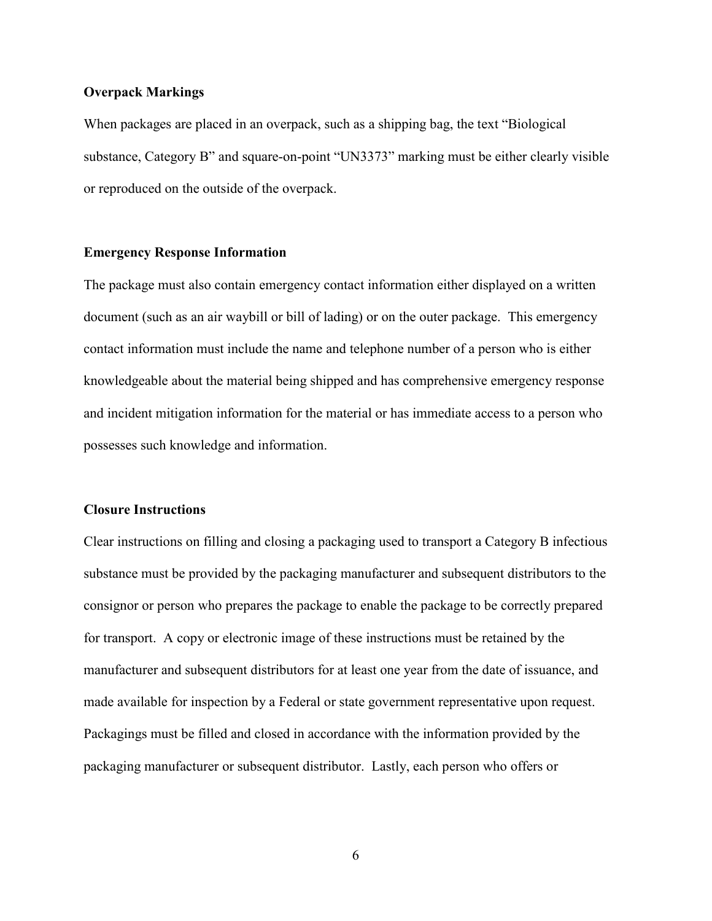**Overpack Markings**

When packages are placed in an overpack, such as a shipping bag, the text "Biological substance, Category B" and square-on-point "UN3373" marking must be either clearly visible or reproduced on the outside of the overpack.

**Emergency Response Information**

The package must also contain emergency contact information either displayed on a written document (such as an air waybill or bill of lading) or on the outer package. This emergency contact information must include the name and telephone number of a person who is either knowledgeable about the material being shipped and has comprehensive emergency response and incident mitigation information for the material or has immediate access to a person who possesses such knowledge and information.

**Closure Instructions**

Clear instructions on filling and closing a packaging used to transport a Category B infectious substance must be provided by the packaging manufacturer and subsequent distributors to the consignor or person who prepares the package to enable the package to be correctly prepared for transport. A copy or electronic image of these instructions must be retained by the manufacturer and subsequent distributors for at least one year from the date of issuance, and made available for inspection by a Federal or state government representative upon request. Packagings must be filled and closed in accordance with the information provided by the packaging manufacturer or subsequent distributor. Lastly, each person who offers or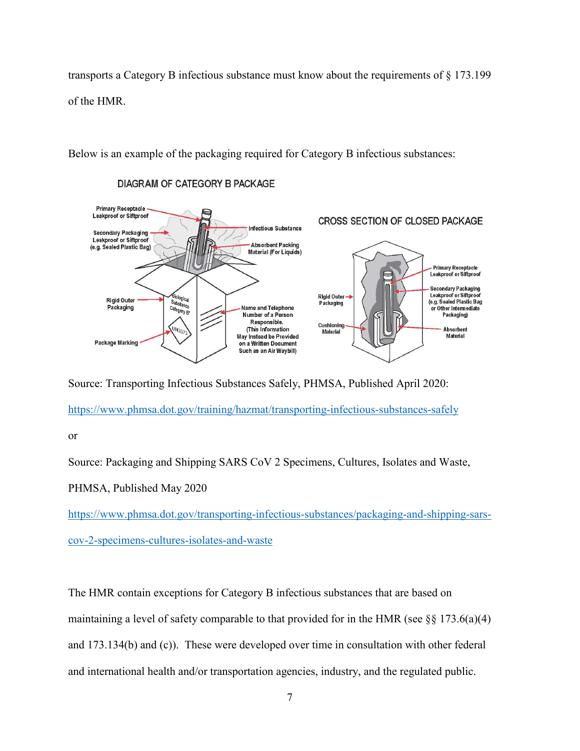transports a Category B infectious substance must know about the requirements of § 173.199 of the HMR.

Below is an example of the packaging required for Category B infectious substances:

DIAGRAM OF CATEGORY B PACKAGE

Primary Receptacle Leakproof or Siftproof

Secondary Packaging Leakproof or Siftproof (e.g. Sealed Plastic Bag)

Infectious Substance

Absorbent Packing Material (For Liquids)

Rigid Outer Packaging

Biological Substance Category B

UN3373

Package Marking

Name and Telephone Number of a Person Responsible. (This Information May Instead be Provided on a Written Document Such as an Air Waybill)

CROSS SECTION OF CLOSED PACKAGE

Primary Receptacle Leakproof or Siftproof

Secondary Packaging Leakproof or Siftproof (e.g. Sealed Plastic Bag or Other Intermediate Packaging)

Rigid Outer Packaging

Cushioning Material

Absorbent Material

Source: Transporting Infectious Substances Safely, PHMSA, Published April 2020:
https://www.phmsa.dot.gov/training/hazmat/transporting-infectious-substances-safely

or

Source: Packaging and Shipping SARS CoV 2 Specimens, Cultures, Isolates and Waste, PHMSA, Published May 2020
https://www.phmsa.dot.gov/transporting-infectious-substances/packaging-and-shipping-sars-cov-2-specimens-cultures-isolates-and-waste

The HMR contain exceptions for Category B infectious substances that are based on maintaining a level of safety comparable to that provided for in the HMR (see §§ 173.6(a)(4) and 173.134(b) and (c)). These were developed over time in consultation with other federal and international health and/or transportation agencies, industry, and the regulated public.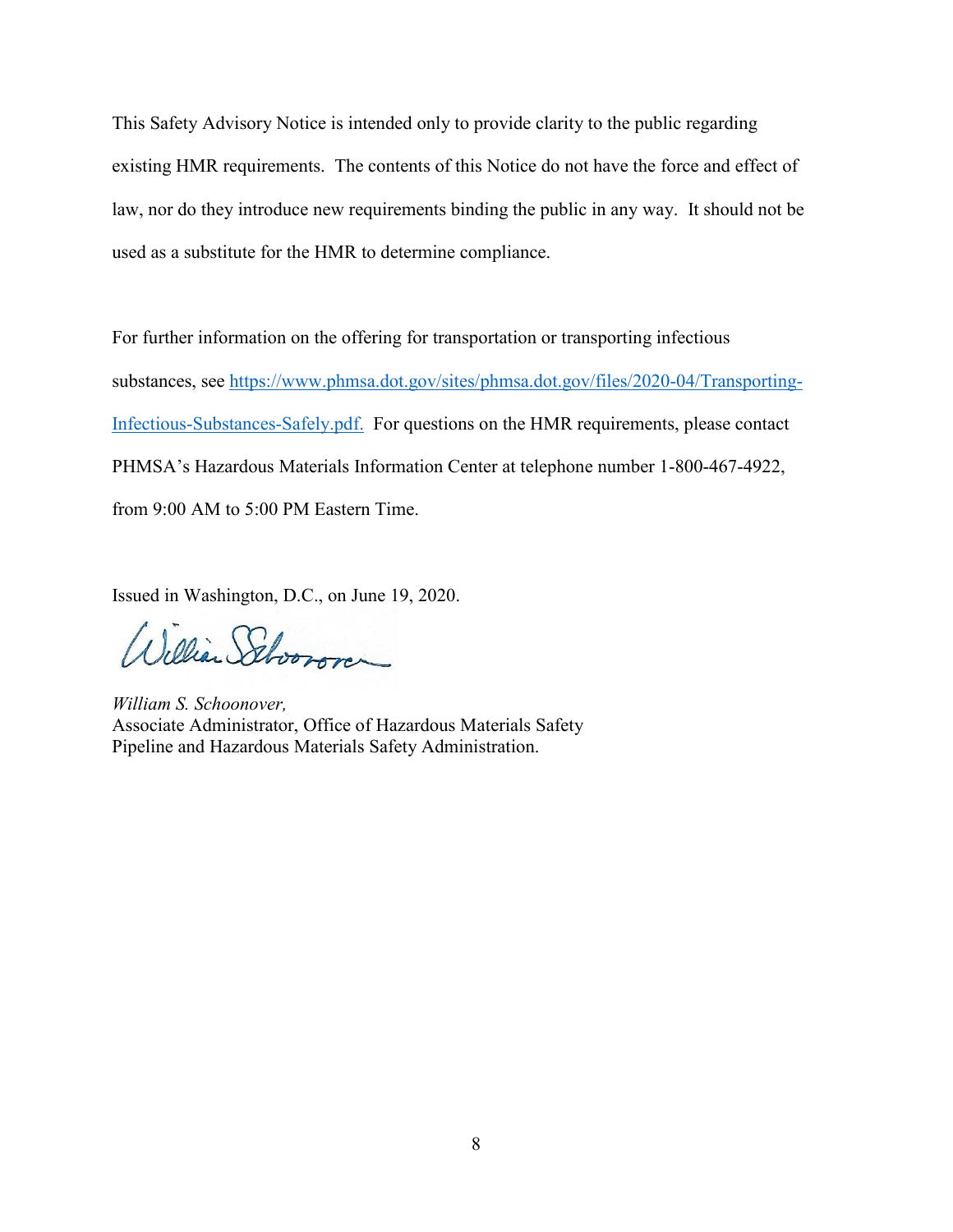This Safety Advisory Notice is intended only to provide clarity to the public regarding existing HMR requirements. The contents of this Notice do not have the force and effect of law, nor do they introduce new requirements binding the public in any way. It should not be used as a substitute for the HMR to determine compliance.

For further information on the offering for transportation or transporting infectious substances, see [https://www.phmsa.dot.gov/sites/phmsa.dot.gov/files/2020-04/Transporting-Infectious-Substances-Safely.pdf.](https://www.phmsa.dot.gov/sites/phmsa.dot.gov/files/2020-04/Transporting-Infectious-Substances-Safely.pdf) For questions on the HMR requirements, please contact PHMSA's Hazardous Materials Information Center at telephone number 1-800-467-4922, from 9:00 AM to 5:00 PM Eastern Time.

Issued in Washington, D.C., on June 19, 2020.

*William S. Schoonover,*
Associate Administrator, Office of Hazardous Materials Safety
Pipeline and Hazardous Materials Safety Administration.